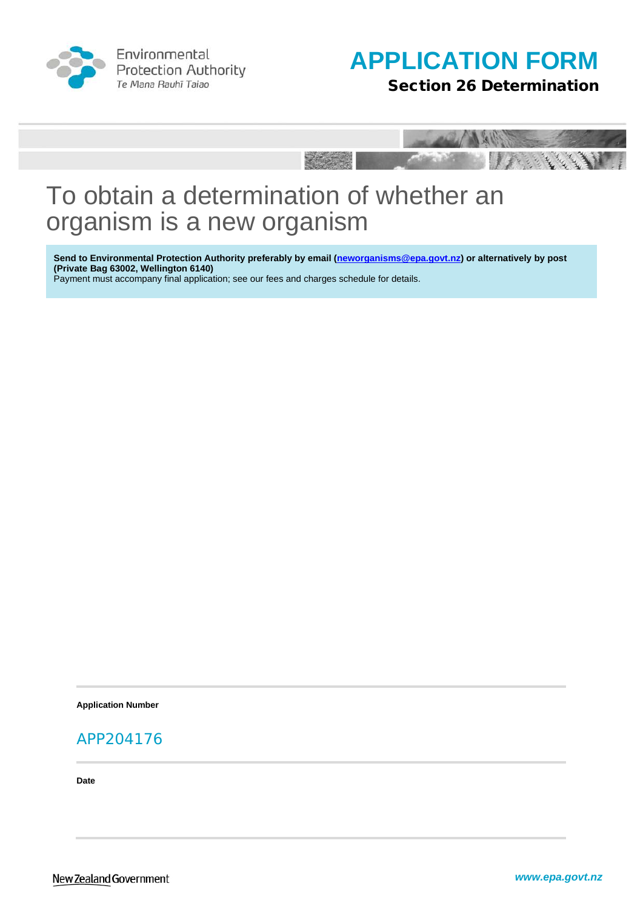Environmental Protection Authority
*Te Mana Rauhī Taiao*

# APPLICATION FORM

## Section 26 Determination

# To obtain a determination of whether an organism is a new organism

**Send to Environmental Protection Authority preferably by email (neworganisms@epa.govt.nz) or alternatively by post (Private Bag 63002, Wellington 6140)**
Payment must accompany final application; see our fees and charges schedule for details.

**Application Number**

APP204176

**Date**

New Zealand Government

*www.epa.govt.nz*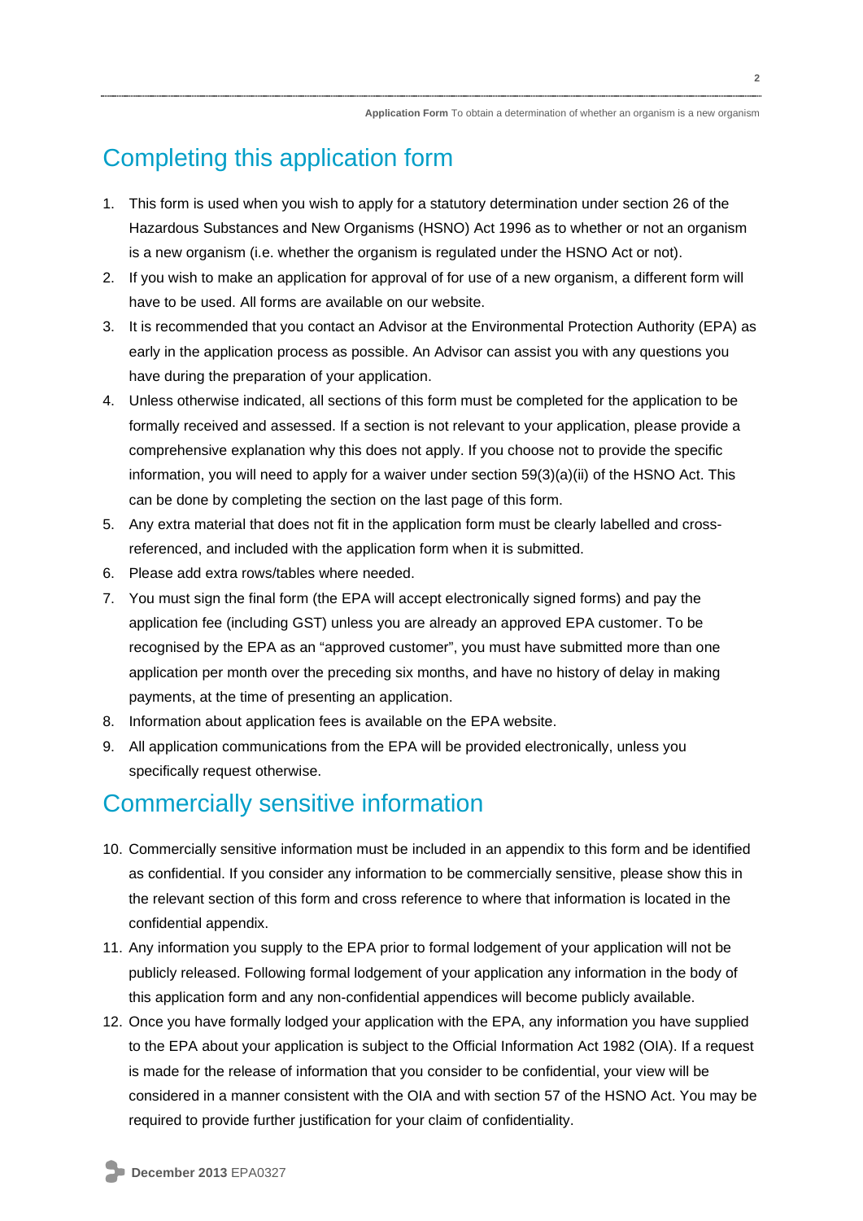## Completing this application form

1. This form is used when you wish to apply for a statutory determination under section 26 of the Hazardous Substances and New Organisms (HSNO) Act 1996 as to whether or not an organism is a new organism (i.e. whether the organism is regulated under the HSNO Act or not).
2. If you wish to make an application for approval of for use of a new organism, a different form will have to be used. All forms are available on our website.
3. It is recommended that you contact an Advisor at the Environmental Protection Authority (EPA) as early in the application process as possible. An Advisor can assist you with any questions you have during the preparation of your application.
4. Unless otherwise indicated, all sections of this form must be completed for the application to be formally received and assessed. If a section is not relevant to your application, please provide a comprehensive explanation why this does not apply. If you choose not to provide the specific information, you will need to apply for a waiver under section 59(3)(a)(ii) of the HSNO Act. This can be done by completing the section on the last page of this form.
5. Any extra material that does not fit in the application form must be clearly labelled and cross-referenced, and included with the application form when it is submitted.
6. Please add extra rows/tables where needed.
7. You must sign the final form (the EPA will accept electronically signed forms) and pay the application fee (including GST) unless you are already an approved EPA customer. To be recognised by the EPA as an "approved customer", you must have submitted more than one application per month over the preceding six months, and have no history of delay in making payments, at the time of presenting an application.
8. Information about application fees is available on the EPA website.
9. All application communications from the EPA will be provided electronically, unless you specifically request otherwise.

## Commercially sensitive information

10. Commercially sensitive information must be included in an appendix to this form and be identified as confidential. If you consider any information to be commercially sensitive, please show this in the relevant section of this form and cross reference to where that information is located in the confidential appendix.
11. Any information you supply to the EPA prior to formal lodgement of your application will not be publicly released. Following formal lodgement of your application any information in the body of this application form and any non-confidential appendices will become publicly available.
12. Once you have formally lodged your application with the EPA, any information you have supplied to the EPA about your application is subject to the Official Information Act 1982 (OIA). If a request is made for the release of information that you consider to be confidential, your view will be considered in a manner consistent with the OIA and with section 57 of the HSNO Act. You may be required to provide further justification for your claim of confidentiality.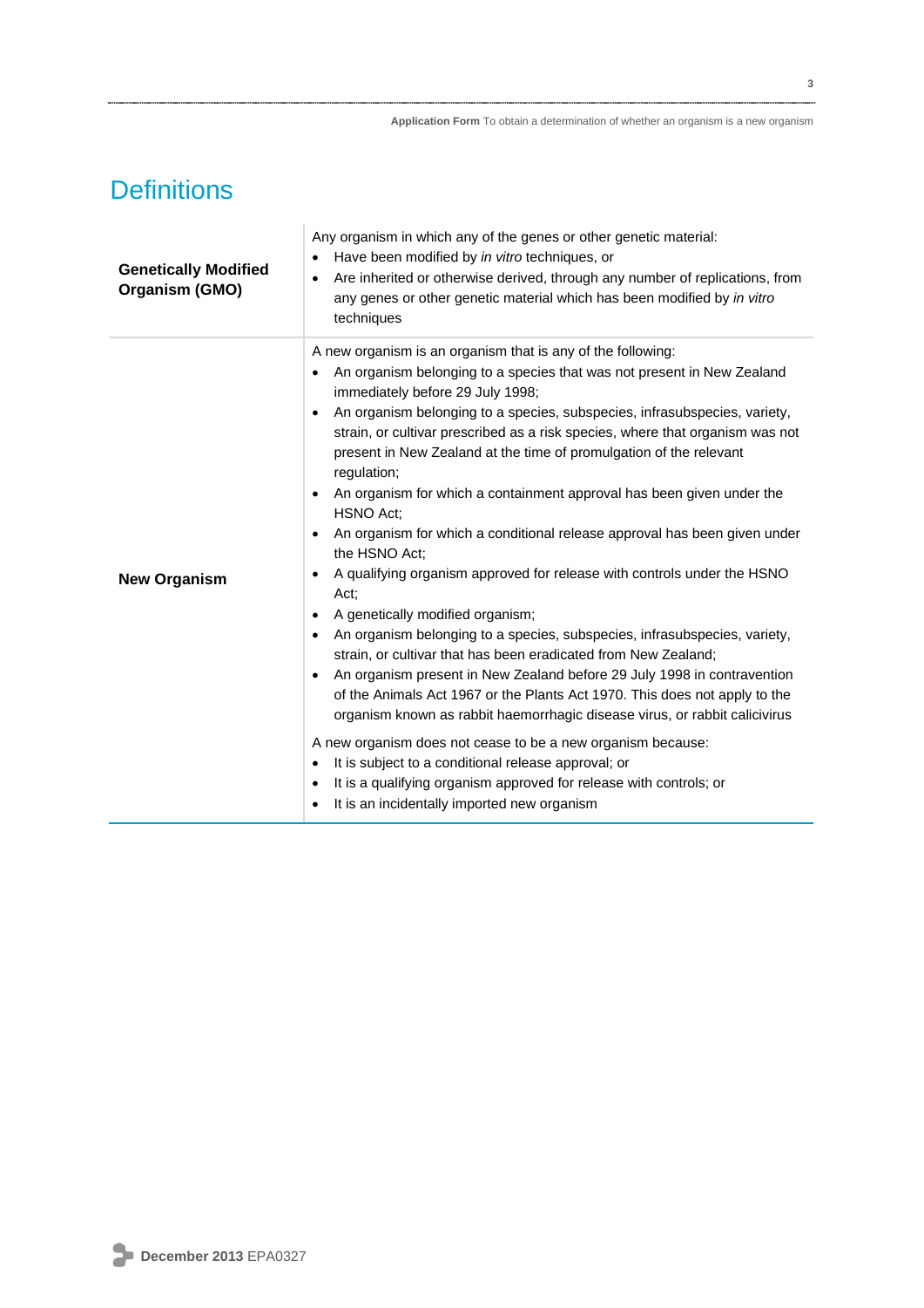# Definitions

| | |
|---|---|
| **Genetically Modified Organism (GMO)** | Any organism in which any of the genes or other genetic material:<br>• Have been modified by *in vitro* techniques, or<br>• Are inherited or otherwise derived, through any number of replications, from any genes or other genetic material which has been modified by *in vitro* techniques |
| **New Organism** | A new organism is an organism that is any of the following:<br>• An organism belonging to a species that was not present in New Zealand immediately before 29 July 1998;<br>• An organism belonging to a species, subspecies, infrasubspecies, variety, strain, or cultivar prescribed as a risk species, where that organism was not present in New Zealand at the time of promulgation of the relevant regulation;<br>• An organism for which a containment approval has been given under the HSNO Act;<br>• An organism for which a conditional release approval has been given under the HSNO Act;<br>• A qualifying organism approved for release with controls under the HSNO Act;<br>• A genetically modified organism;<br>• An organism belonging to a species, subspecies, infrasubspecies, variety, strain, or cultivar that has been eradicated from New Zealand;<br>• An organism present in New Zealand before 29 July 1998 in contravention of the Animals Act 1967 or the Plants Act 1970. This does not apply to the organism known as rabbit haemorrhagic disease virus, or rabbit calicivirus<br><br>A new organism does not cease to be a new organism because:<br>• It is subject to a conditional release approval; or<br>• It is a qualifying organism approved for release with controls; or<br>• It is an incidentally imported new organism |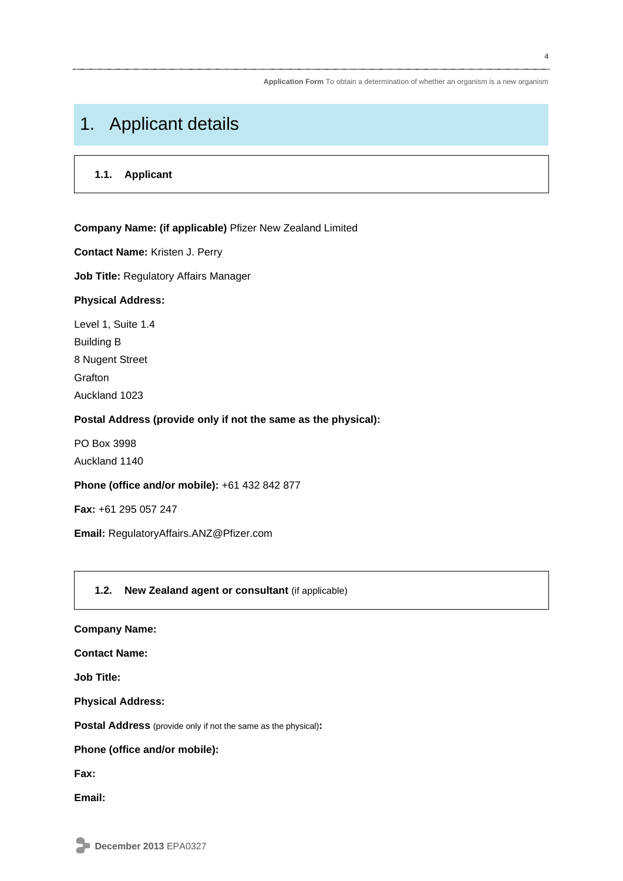# 1. Applicant details

### 1.1. Applicant

**Company Name: (if applicable)** Pfizer New Zealand Limited

**Contact Name:** Kristen J. Perry

**Job Title:** Regulatory Affairs Manager

**Physical Address:**

Level 1, Suite 1.4
Building B
8 Nugent Street
Grafton
Auckland 1023

**Postal Address (provide only if not the same as the physical):**

PO Box 3998
Auckland 1140

**Phone (office and/or mobile):** +61 432 842 877

**Fax:** +61 295 057 247

**Email:** RegulatoryAffairs.ANZ@Pfizer.com

### 1.2. New Zealand agent or consultant (if applicable)

**Company Name:**

**Contact Name:**

**Job Title:**

**Physical Address:**

**Postal Address** (provide only if not the same as the physical)**:**

**Phone (office and/or mobile):**

**Fax:**

**Email:**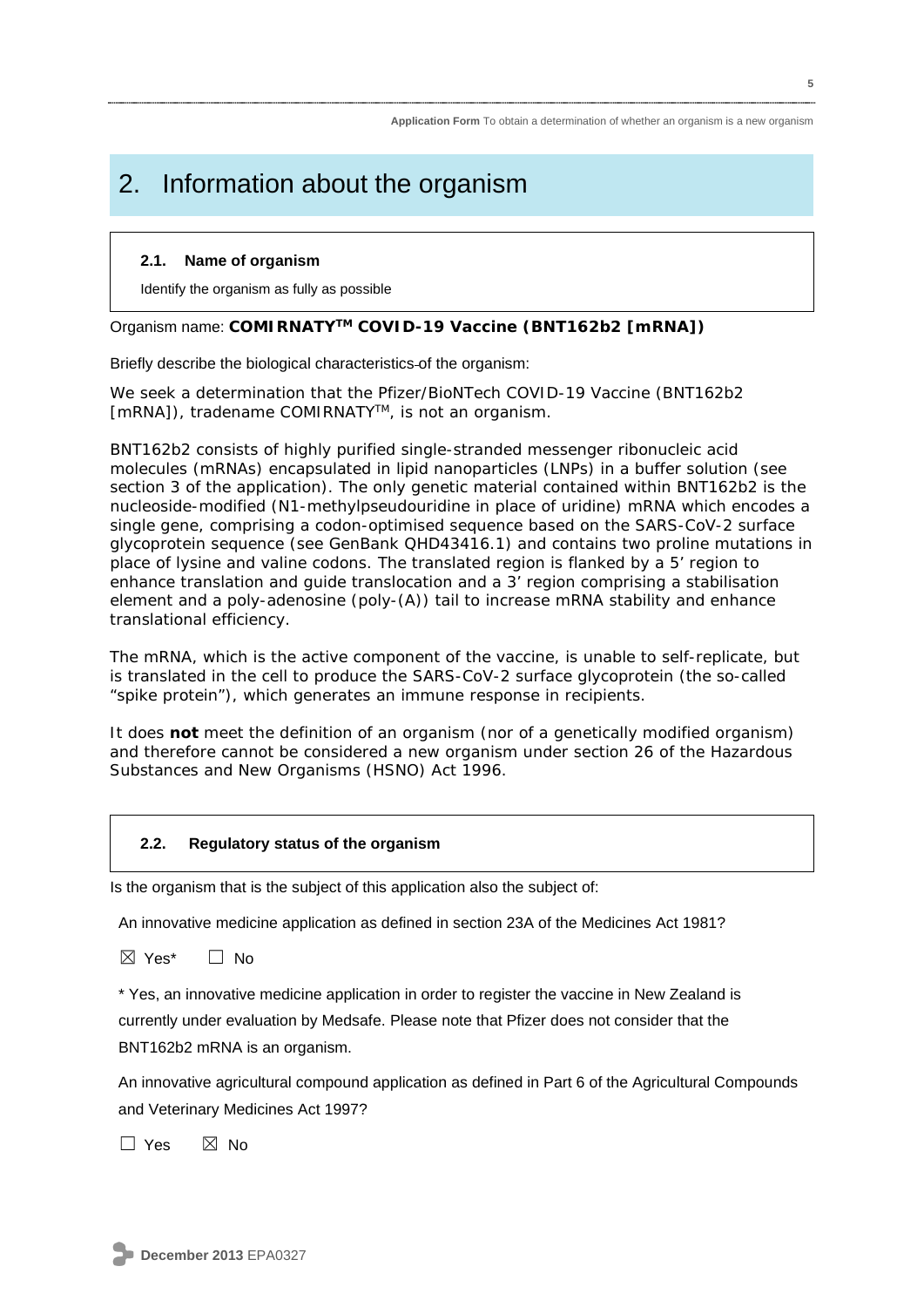# 2. Information about the organism

### 2.1. Name of organism

Identify the organism as fully as possible

Organism name: **COMIRNATY™ COVID-19 Vaccine (BNT162b2 [mRNA])**

Briefly describe the biological characteristics of the organism:

We seek a determination that the Pfizer/BioNTech COVID-19 Vaccine (BNT162b2 [mRNA]), tradename COMIRNATY™, is not an organism.

BNT162b2 consists of highly purified single-stranded messenger ribonucleic acid molecules (mRNAs) encapsulated in lipid nanoparticles (LNPs) in a buffer solution (see section 3 of the application). The only genetic material contained within BNT162b2 is the nucleoside-modified (N1-methylpseudouridine in place of uridine) mRNA which encodes a single gene, comprising a codon-optimised sequence based on the SARS-CoV-2 surface glycoprotein sequence (see GenBank QHD43416.1) and contains two proline mutations in place of lysine and valine codons. The translated region is flanked by a 5' region to enhance translation and guide translocation and a 3' region comprising a stabilisation element and a poly-adenosine (poly-(A)) tail to increase mRNA stability and enhance translational efficiency.

The mRNA, which is the active component of the vaccine, is unable to self-replicate, but is translated in the cell to produce the SARS-CoV-2 surface glycoprotein (the so-called "spike protein"), which generates an immune response in recipients.

It does **not** meet the definition of an organism (nor of a genetically modified organism) and therefore cannot be considered a new organism under section 26 of the Hazardous Substances and New Organisms (HSNO) Act 1996.

### 2.2. Regulatory status of the organism

Is the organism that is the subject of this application also the subject of:

An innovative medicine application as defined in section 23A of the Medicines Act 1981?

☒ Yes* ☐ No

* Yes, an innovative medicine application in order to register the vaccine in New Zealand is currently under evaluation by Medsafe. Please note that Pfizer does not consider that the BNT162b2 mRNA is an organism.

An innovative agricultural compound application as defined in Part 6 of the Agricultural Compounds and Veterinary Medicines Act 1997?

☐ Yes ☒ No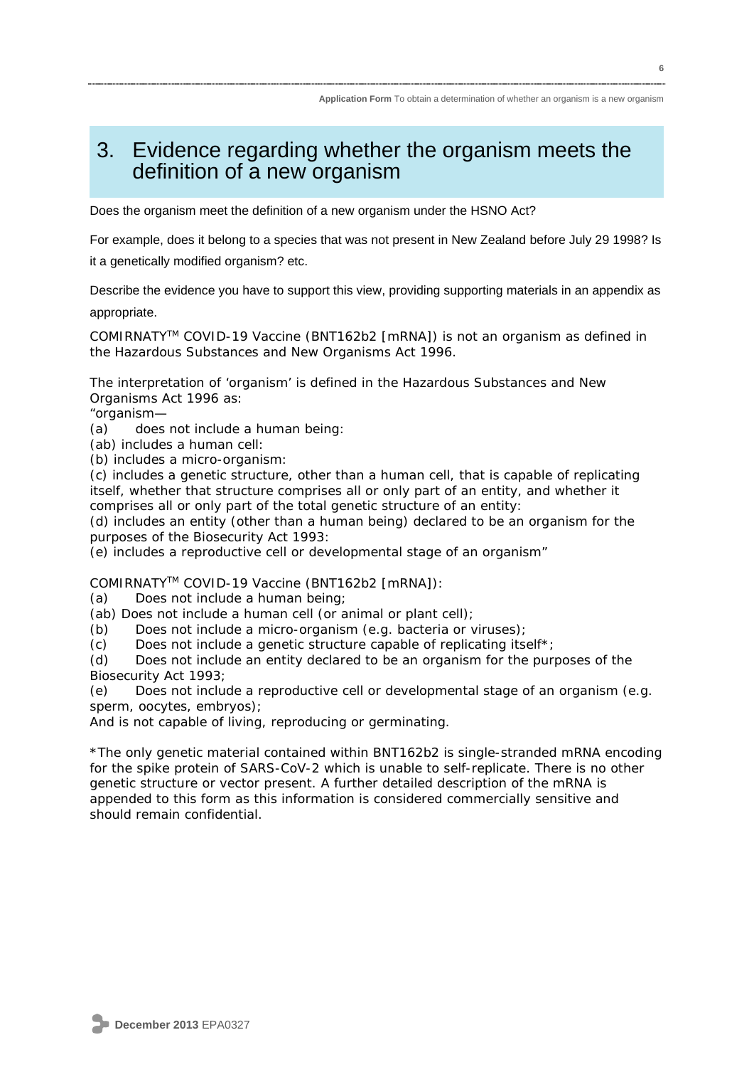# 3. Evidence regarding whether the organism meets the definition of a new organism

Does the organism meet the definition of a new organism under the HSNO Act?

For example, does it belong to a species that was not present in New Zealand before July 29 1998? Is it a genetically modified organism? etc.

Describe the evidence you have to support this view, providing supporting materials in an appendix as appropriate.

COMIRNATY™ COVID-19 Vaccine (BNT162b2 [mRNA]) is not an organism as defined in the Hazardous Substances and New Organisms Act 1996.

The interpretation of 'organism' is defined in the Hazardous Substances and New Organisms Act 1996 as:

"organism—

(a) does not include a human being:

(ab) includes a human cell:

(b) includes a micro-organism:

(c) includes a genetic structure, other than a human cell, that is capable of replicating itself, whether that structure comprises all or only part of an entity, and whether it comprises all or only part of the total genetic structure of an entity:

(d) includes an entity (other than a human being) declared to be an organism for the purposes of the Biosecurity Act 1993:

(e) includes a reproductive cell or developmental stage of an organism"

COMIRNATY™ COVID-19 Vaccine (BNT162b2 [mRNA]):

(a) Does not include a human being;

(ab) Does not include a human cell (or animal or plant cell);

(b) Does not include a micro-organism (e.g. bacteria or viruses);

(c) Does not include a genetic structure capable of replicating itself*;

(d) Does not include an entity declared to be an organism for the purposes of the Biosecurity Act 1993;

(e) Does not include a reproductive cell or developmental stage of an organism (e.g. sperm, oocytes, embryos);

And is not capable of living, reproducing or germinating.

*The only genetic material contained within BNT162b2 is single-stranded mRNA encoding for the spike protein of SARS-CoV-2 which is unable to self-replicate. There is no other genetic structure or vector present. A further detailed description of the mRNA is appended to this form as this information is considered commercially sensitive and should remain confidential.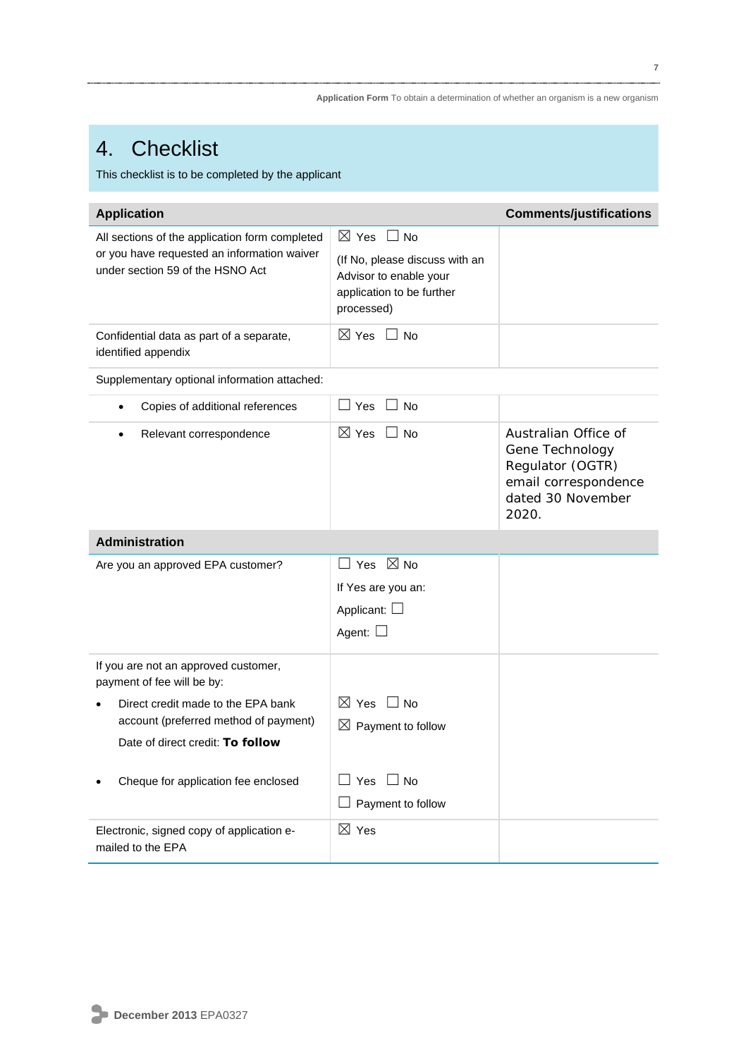# 4. Checklist

This checklist is to be completed by the applicant

| Application | | Comments/justifications |
|---|---|---|
| All sections of the application form completed or you have requested an information waiver under section 59 of the HSNO Act | ☒ Yes ☐ No<br>(If No, please discuss with an Advisor to enable your application to be further processed) | |
| Confidential data as part of a separate, identified appendix | ☒ Yes ☐ No | |
| Supplementary optional information attached: | | |
| • Copies of additional references | ☐ Yes ☐ No | |
| • Relevant correspondence | ☒ Yes ☐ No | Australian Office of Gene Technology Regulator (OGTR) email correspondence dated 30 November 2020. |
| **Administration** | | |
| Are you an approved EPA customer? | ☐ Yes ☒ No<br>If Yes are you an:<br>Applicant: ☐<br>Agent: ☐ | |
| If you are not an approved customer, payment of fee will be by:<br>• Direct credit made to the EPA bank account (preferred method of payment)<br>Date of direct credit: **To follow** | ☒ Yes ☐ No<br>☒ Payment to follow | |
| • Cheque for application fee enclosed | ☐ Yes ☐ No<br>☐ Payment to follow | |
| Electronic, signed copy of application e-mailed to the EPA | ☒ Yes | |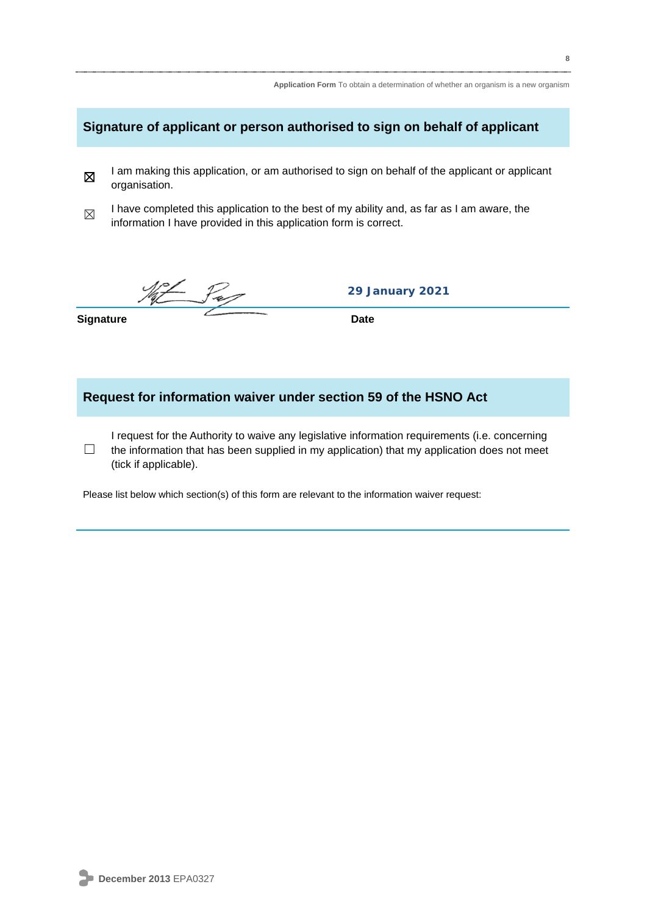## Signature of applicant or person authorised to sign on behalf of applicant

☒ I am making this application, or am authorised to sign on behalf of the applicant or applicant organisation.

☒ I have completed this application to the best of my ability and, as far as I am aware, the information I have provided in this application form is correct.

| Signature | Date |
|---|---|
| [signature] | 29 January 2021 |

## Request for information waiver under section 59 of the HSNO Act

☐ I request for the Authority to waive any legislative information requirements (i.e. concerning the information that has been supplied in my application) that my application does not meet (tick if applicable).

Please list below which section(s) of this form are relevant to the information waiver request: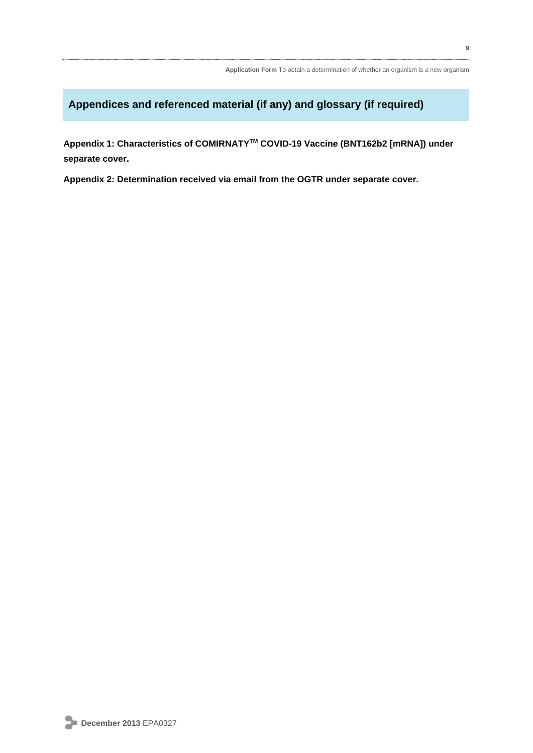## Appendices and referenced material (if any) and glossary (if required)

**Appendix 1: Characteristics of COMIRNATY[TM] COVID-19 Vaccine (BNT162b2 [mRNA]) under separate cover.**

**Appendix 2: Determination received via email from the OGTR under separate cover.**